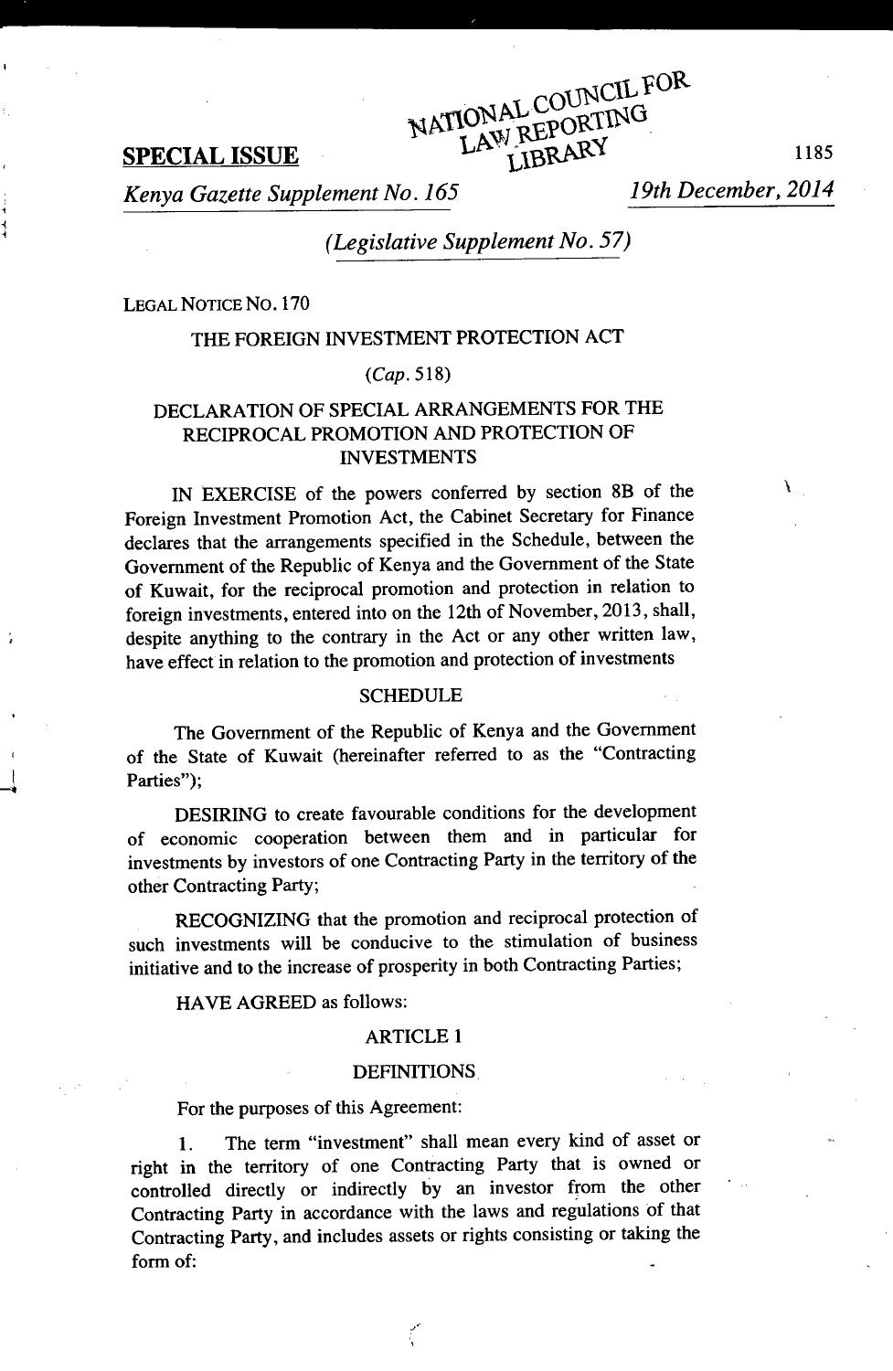**SPECIAL ISSUE**

*Kenya Gazette Supplement No. 165* — *19th December, 2014*

*(Legislative Supplement No. 57)*

LEGAL NOTICE NO. 170

THE FOREIGN INVESTMENT PROTECTION ACT

*(Cap. 518)*

DECLARATION OF SPECIAL ARRANGEMENTS FOR THE RECIPROCAL PROMOTION AND PROTECTION OF INVESTMENTS

IN EXERCISE of the powers conferred by section 8B of the Foreign Investment Promotion Act, the Cabinet Secretary for Finance declares that the arrangements specified in the Schedule, between the Government of the Republic of Kenya and the Government of the State of Kuwait, for the reciprocal promotion and protection in relation to foreign investments, entered into on the 12th of November, 2013, shall, despite anything to the contrary in the Act or any other written law, have effect in relation to the promotion and protection of investments

SCHEDULE

The Government of the Republic of Kenya and the Government of the State of Kuwait (hereinafter referred to as the "Contracting Parties");

DESIRING to create favourable conditions for the development of economic cooperation between them and in particular for investments by investors of one Contracting Party in the territory of the other Contracting Party;

RECOGNIZING that the promotion and reciprocal protection of such investments will be conducive to the stimulation of business initiative and to the increase of prosperity in both Contracting Parties;

HAVE AGREED as follows:

ARTICLE 1

DEFINITIONS

For the purposes of this Agreement:

1. The term "investment" shall mean every kind of asset or right in the territory of one Contracting Party that is owned or controlled directly or indirectly by an investor from the other Contracting Party in accordance with the laws and regulations of that Contracting Party, and includes assets or rights consisting or taking the form of: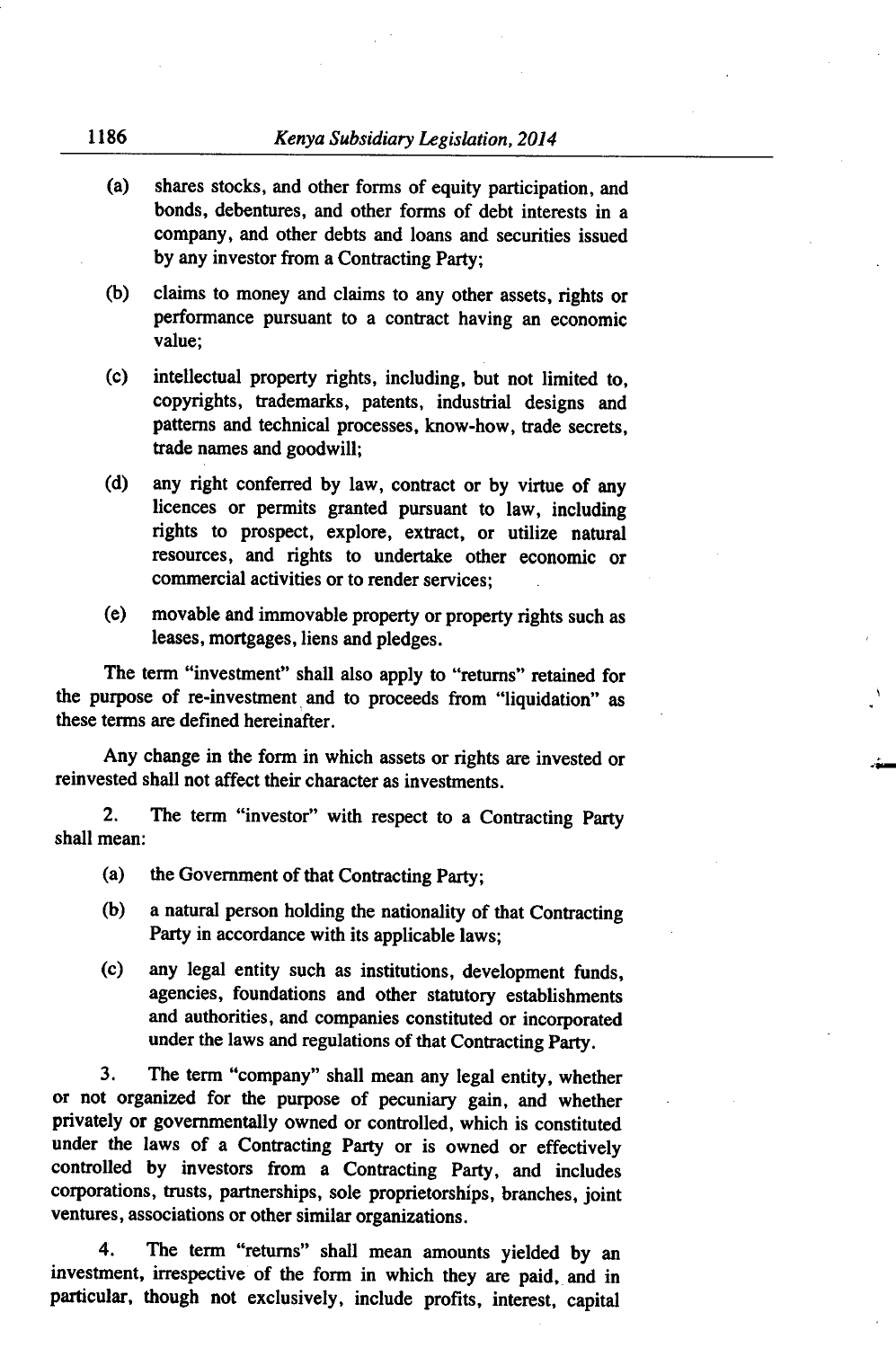(a) shares stocks, and other forms of equity participation, and bonds, debentures, and other forms of debt interests in a company, and other debts and loans and securities issued by any investor from a Contracting Party;

(b) claims to money and claims to any other assets, rights or performance pursuant to a contract having an economic value;

(c) intellectual property rights, including, but not limited to, copyrights, trademarks, patents, industrial designs and patterns and technical processes, know-how, trade secrets, trade names and goodwill;

(d) any right conferred by law, contract or by virtue of any licences or permits granted pursuant to law, including rights to prospect, explore, extract, or utilize natural resources, and rights to undertake other economic or commercial activities or to render services;

(e) movable and immovable property or property rights such as leases, mortgages, liens and pledges.

The term "investment" shall also apply to "returns" retained for the purpose of re-investment and to proceeds from "liquidation" as these terms are defined hereinafter.

Any change in the form in which assets or rights are invested or reinvested shall not affect their character as investments.

2. The term "investor" with respect to a Contracting Party shall mean:

(a) the Government of that Contracting Party;

(b) a natural person holding the nationality of that Contracting Party in accordance with its applicable laws;

(c) any legal entity such as institutions, development funds, agencies, foundations and other statutory establishments and authorities, and companies constituted or incorporated under the laws and regulations of that Contracting Party.

3. The term "company" shall mean any legal entity, whether or not organized for the purpose of pecuniary gain, and whether privately or governmentally owned or controlled, which is constituted under the laws of a Contracting Party or is owned or effectively controlled by investors from a Contracting Party, and includes corporations, trusts, partnerships, sole proprietorships, branches, joint ventures, associations or other similar organizations.

4. The term "returns" shall mean amounts yielded by an investment, irrespective of the form in which they are paid, and in particular, though not exclusively, include profits, interest, capital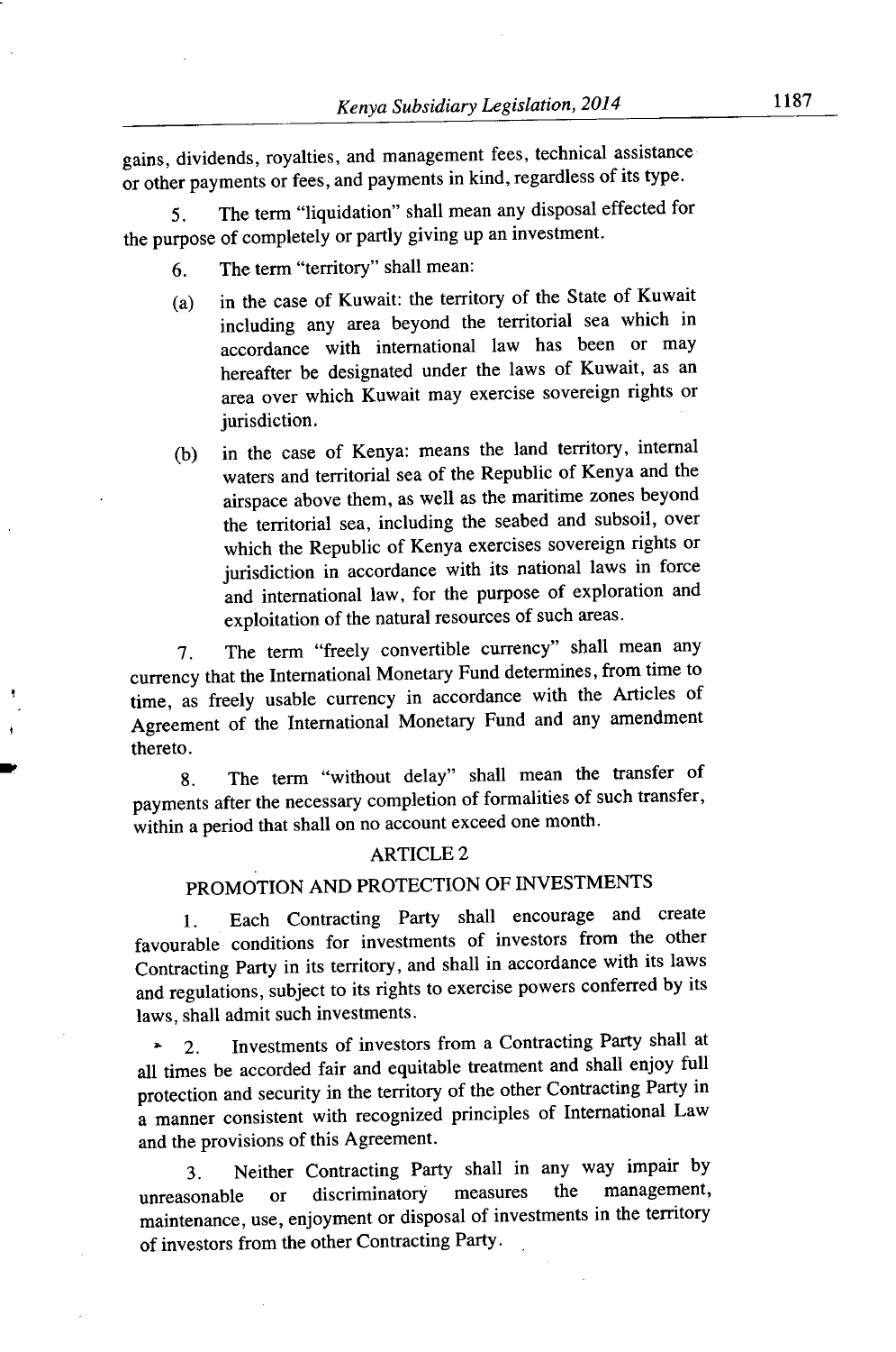gains, dividends, royalties, and management fees, technical assistance or other payments or fees, and payments in kind, regardless of its type.

5. The term "liquidation" shall mean any disposal effected for the purpose of completely or partly giving up an investment.

6. The term "territory" shall mean:

(a) in the case of Kuwait: the territory of the State of Kuwait including any area beyond the territorial sea which in accordance with international law has been or may hereafter be designated under the laws of Kuwait, as an area over which Kuwait may exercise sovereign rights or jurisdiction.

(b) in the case of Kenya: means the land territory, internal waters and territorial sea of the Republic of Kenya and the airspace above them, as well as the maritime zones beyond the territorial sea, including the seabed and subsoil, over which the Republic of Kenya exercises sovereign rights or jurisdiction in accordance with its national laws in force and international law, for the purpose of exploration and exploitation of the natural resources of such areas.

7. The term "freely convertible currency" shall mean any currency that the International Monetary Fund determines, from time to time, as freely usable currency in accordance with the Articles of Agreement of the International Monetary Fund and any amendment thereto.

8. The term "without delay" shall mean the transfer of payments after the necessary completion of formalities of such transfer, within a period that shall on no account exceed one month.

## ARTICLE 2

## PROMOTION AND PROTECTION OF INVESTMENTS

1. Each Contracting Party shall encourage and create favourable conditions for investments of investors from the other Contracting Party in its territory, and shall in accordance with its laws and regulations, subject to its rights to exercise powers conferred by its laws, shall admit such investments.

2. Investments of investors from a Contracting Party shall at all times be accorded fair and equitable treatment and shall enjoy full protection and security in the territory of the other Contracting Party in a manner consistent with recognized principles of International Law and the provisions of this Agreement.

3. Neither Contracting Party shall in any way impair by unreasonable or discriminatory measures the management, maintenance, use, enjoyment or disposal of investments in the territory of investors from the other Contracting Party.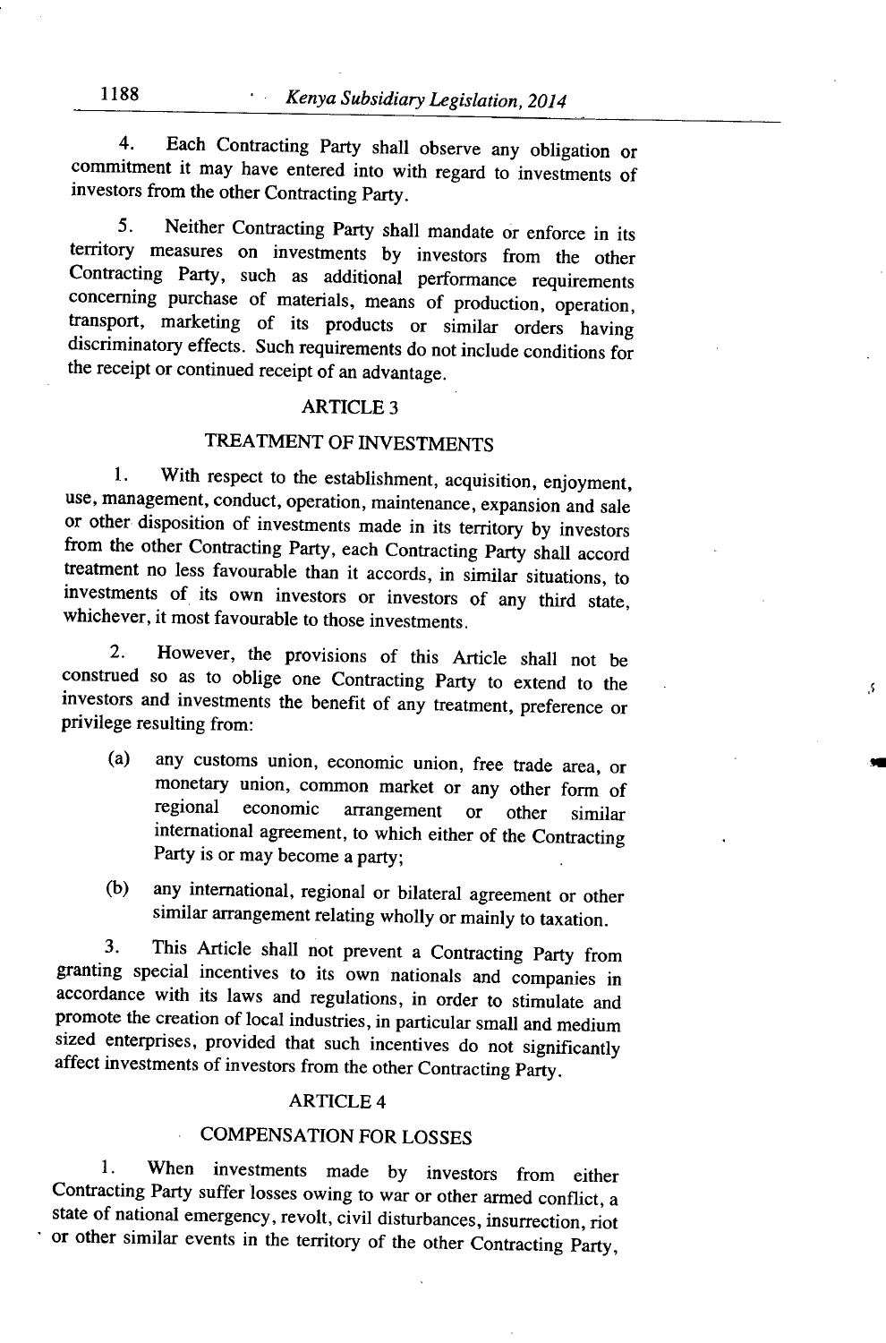4. Each Contracting Party shall observe any obligation or commitment it may have entered into with regard to investments of investors from the other Contracting Party.

5. Neither Contracting Party shall mandate or enforce in its territory measures on investments by investors from the other Contracting Party, such as additional performance requirements concerning purchase of materials, means of production, operation, transport, marketing of its products or similar orders having discriminatory effects. Such requirements do not include conditions for the receipt or continued receipt of an advantage.

## ARTICLE 3

## TREATMENT OF INVESTMENTS

1. With respect to the establishment, acquisition, enjoyment, use, management, conduct, operation, maintenance, expansion and sale or other disposition of investments made in its territory by investors from the other Contracting Party, each Contracting Party shall accord treatment no less favourable than it accords, in similar situations, to investments of its own investors or investors of any third state, whichever, it most favourable to those investments.

2. However, the provisions of this Article shall not be construed so as to oblige one Contracting Party to extend to the investors and investments the benefit of any treatment, preference or privilege resulting from:

   (a) any customs union, economic union, free trade area, or monetary union, common market or any other form of regional economic arrangement or other similar international agreement, to which either of the Contracting Party is or may become a party;

   (b) any international, regional or bilateral agreement or other similar arrangement relating wholly or mainly to taxation.

3. This Article shall not prevent a Contracting Party from granting special incentives to its own nationals and companies in accordance with its laws and regulations, in order to stimulate and promote the creation of local industries, in particular small and medium sized enterprises, provided that such incentives do not significantly affect investments of investors from the other Contracting Party.

## ARTICLE 4

## COMPENSATION FOR LOSSES

1. When investments made by investors from either Contracting Party suffer losses owing to war or other armed conflict, a state of national emergency, revolt, civil disturbances, insurrection, riot or other similar events in the territory of the other Contracting Party,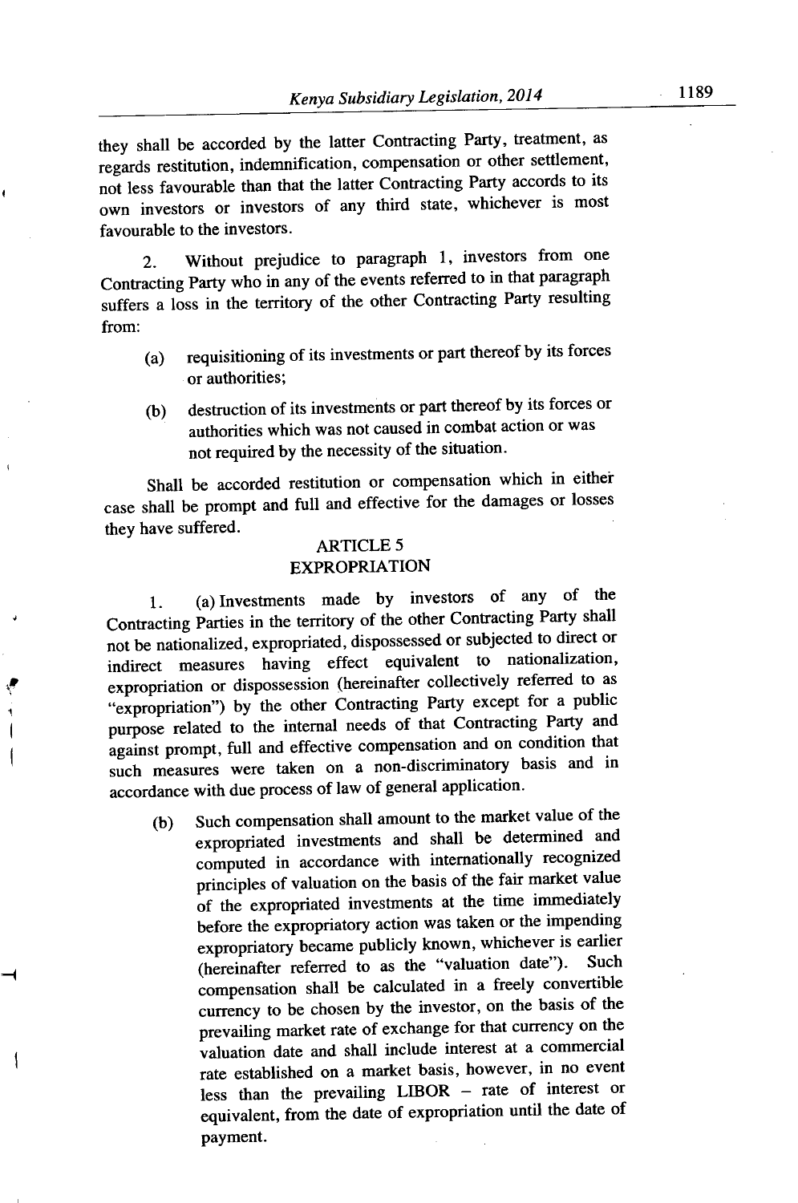they shall be accorded by the latter Contracting Party, treatment, as regards restitution, indemnification, compensation or other settlement, not less favourable than that the latter Contracting Party accords to its own investors or investors of any third state, whichever is most favourable to the investors.

2. Without prejudice to paragraph 1, investors from one Contracting Party who in any of the events referred to in that paragraph suffers a loss in the territory of the other Contracting Party resulting from:

(a) requisitioning of its investments or part thereof by its forces or authorities;

(b) destruction of its investments or part thereof by its forces or authorities which was not caused in combat action or was not required by the necessity of the situation.

Shall be accorded restitution or compensation which in either case shall be prompt and full and effective for the damages or losses they have suffered.

## ARTICLE 5
## EXPROPRIATION

1. (a) Investments made by investors of any of the Contracting Parties in the territory of the other Contracting Party shall not be nationalized, expropriated, dispossessed or subjected to direct or indirect measures having effect equivalent to nationalization, expropriation or dispossession (hereinafter collectively referred to as "expropriation") by the other Contracting Party except for a public purpose related to the internal needs of that Contracting Party and against prompt, full and effective compensation and on condition that such measures were taken on a non-discriminatory basis and in accordance with due process of law of general application.

(b) Such compensation shall amount to the market value of the expropriated investments and shall be determined and computed in accordance with internationally recognized principles of valuation on the basis of the fair market value of the expropriated investments at the time immediately before the expropriatory action was taken or the impending expropriatory became publicly known, whichever is earlier (hereinafter referred to as the "valuation date"). Such compensation shall be calculated in a freely convertible currency to be chosen by the investor, on the basis of the prevailing market rate of exchange for that currency on the valuation date and shall include interest at a commercial rate established on a market basis, however, in no event less than the prevailing LIBOR – rate of interest or equivalent, from the date of expropriation until the date of payment.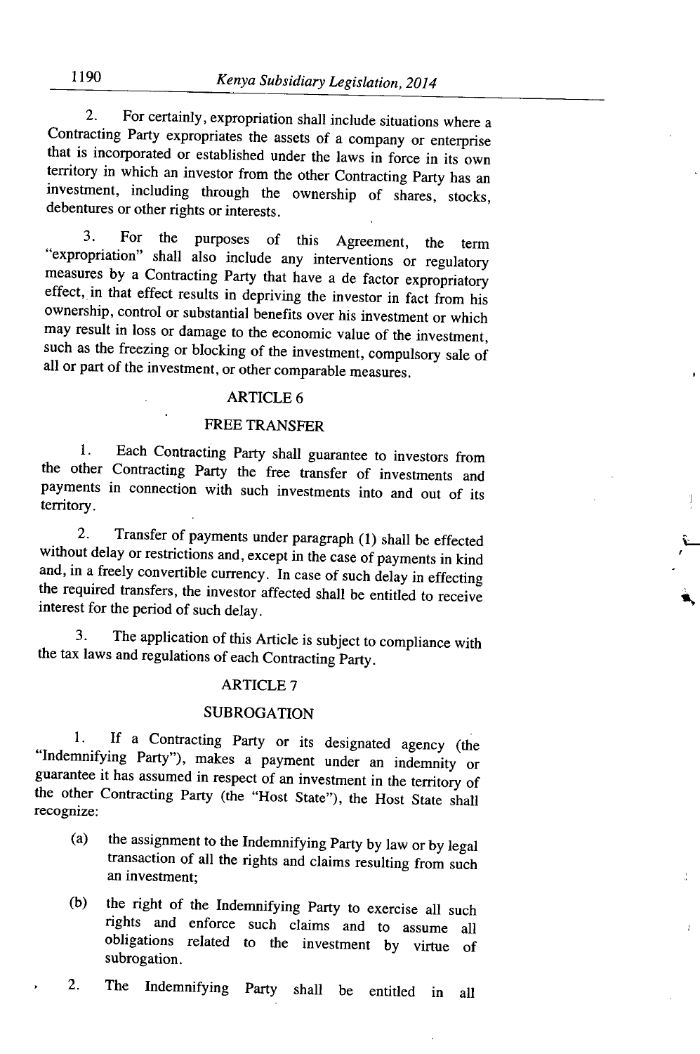2. For certainly, expropriation shall include situations where a Contracting Party expropriates the assets of a company or enterprise that is incorporated or established under the laws in force in its own territory in which an investor from the other Contracting Party has an investment, including through the ownership of shares, stocks, debentures or other rights or interests.

3. For the purposes of this Agreement, the term "expropriation" shall also include any interventions or regulatory measures by a Contracting Party that have a de factor expropriatory effect, in that effect results in depriving the investor in fact from his ownership, control or substantial benefits over his investment or which may result in loss or damage to the economic value of the investment, such as the freezing or blocking of the investment, compulsory sale of all or part of the investment, or other comparable measures.

## ARTICLE 6

## FREE TRANSFER

1. Each Contracting Party shall guarantee to investors from the other Contracting Party the free transfer of investments and payments in connection with such investments into and out of its territory.

2. Transfer of payments under paragraph (1) shall be effected without delay or restrictions and, except in the case of payments in kind and, in a freely convertible currency. In case of such delay in effecting the required transfers, the investor affected shall be entitled to receive interest for the period of such delay.

3. The application of this Article is subject to compliance with the tax laws and regulations of each Contracting Party.

## ARTICLE 7

## SUBROGATION

1. If a Contracting Party or its designated agency (the "Indemnifying Party"), makes a payment under an indemnity or guarantee it has assumed in respect of an investment in the territory of the other Contracting Party (the "Host State"), the Host State shall recognize:

(a) the assignment to the Indemnifying Party by law or by legal transaction of all the rights and claims resulting from such an investment;

(b) the right of the Indemnifying Party to exercise all such rights and enforce such claims and to assume all obligations related to the investment by virtue of subrogation.

2. The Indemnifying Party shall be entitled in all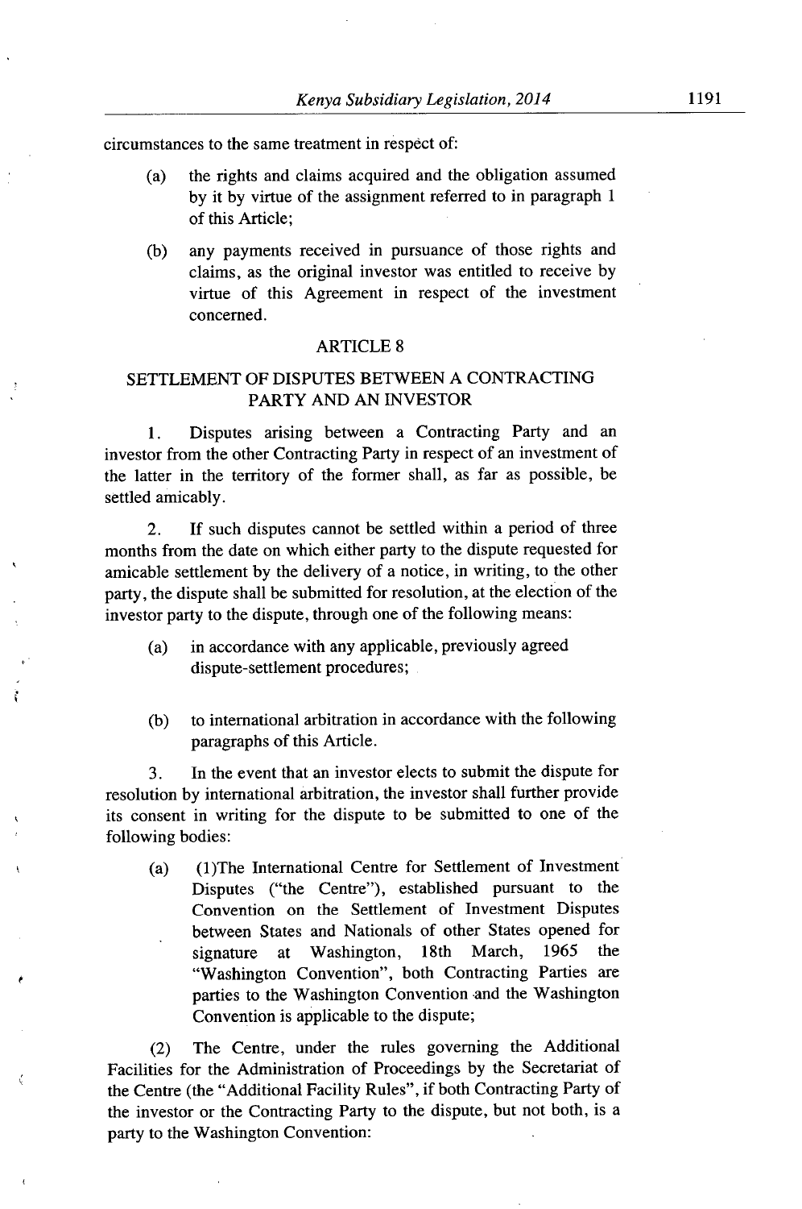circumstances to the same treatment in respect of:

(a) the rights and claims acquired and the obligation assumed by it by virtue of the assignment referred to in paragraph 1 of this Article;

(b) any payments received in pursuance of those rights and claims, as the original investor was entitled to receive by virtue of this Agreement in respect of the investment concerned.

## ARTICLE 8

## SETTLEMENT OF DISPUTES BETWEEN A CONTRACTING PARTY AND AN INVESTOR

1. Disputes arising between a Contracting Party and an investor from the other Contracting Party in respect of an investment of the latter in the territory of the former shall, as far as possible, be settled amicably.

2. If such disputes cannot be settled within a period of three months from the date on which either party to the dispute requested for amicable settlement by the delivery of a notice, in writing, to the other party, the dispute shall be submitted for resolution, at the election of the investor party to the dispute, through one of the following means:

(a) in accordance with any applicable, previously agreed dispute-settlement procedures;

(b) to international arbitration in accordance with the following paragraphs of this Article.

3. In the event that an investor elects to submit the dispute for resolution by international arbitration, the investor shall further provide its consent in writing for the dispute to be submitted to one of the following bodies:

(a) (1)The International Centre for Settlement of Investment Disputes ("the Centre"), established pursuant to the Convention on the Settlement of Investment Disputes between States and Nationals of other States opened for signature at Washington, 18th March, 1965 the "Washington Convention", both Contracting Parties are parties to the Washington Convention and the Washington Convention is applicable to the dispute;

(2) The Centre, under the rules governing the Additional Facilities for the Administration of Proceedings by the Secretariat of the Centre (the "Additional Facility Rules", if both Contracting Party of the investor or the Contracting Party to the dispute, but not both, is a party to the Washington Convention: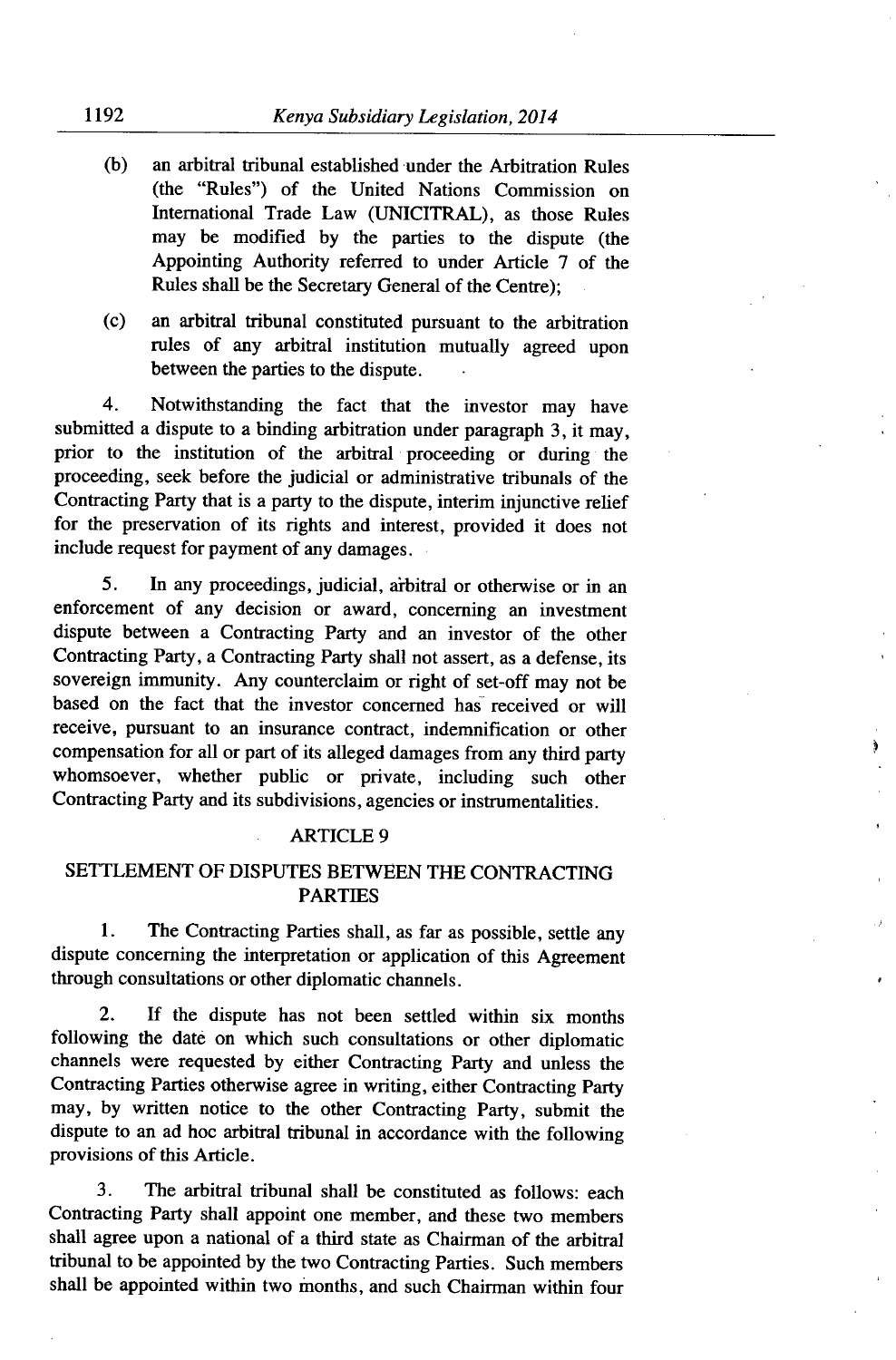(b) an arbitral tribunal established under the Arbitration Rules (the "Rules") of the United Nations Commission on International Trade Law (UNICITRAL), as those Rules may be modified by the parties to the dispute (the Appointing Authority referred to under Article 7 of the Rules shall be the Secretary General of the Centre);

(c) an arbitral tribunal constituted pursuant to the arbitration rules of any arbitral institution mutually agreed upon between the parties to the dispute.

4. Notwithstanding the fact that the investor may have submitted a dispute to a binding arbitration under paragraph 3, it may, prior to the institution of the arbitral proceeding or during the proceeding, seek before the judicial or administrative tribunals of the Contracting Party that is a party to the dispute, interim injunctive relief for the preservation of its rights and interest, provided it does not include request for payment of any damages.

5. In any proceedings, judicial, arbitral or otherwise or in an enforcement of any decision or award, concerning an investment dispute between a Contracting Party and an investor of the other Contracting Party, a Contracting Party shall not assert, as a defense, its sovereign immunity. Any counterclaim or right of set-off may not be based on the fact that the investor concerned has received or will receive, pursuant to an insurance contract, indemnification or other compensation for all or part of its alleged damages from any third party whomsoever, whether public or private, including such other Contracting Party and its subdivisions, agencies or instrumentalities.

## ARTICLE 9

## SETTLEMENT OF DISPUTES BETWEEN THE CONTRACTING PARTIES

1. The Contracting Parties shall, as far as possible, settle any dispute concerning the interpretation or application of this Agreement through consultations or other diplomatic channels.

2. If the dispute has not been settled within six months following the date on which such consultations or other diplomatic channels were requested by either Contracting Party and unless the Contracting Parties otherwise agree in writing, either Contracting Party may, by written notice to the other Contracting Party, submit the dispute to an ad hoc arbitral tribunal in accordance with the following provisions of this Article.

3. The arbitral tribunal shall be constituted as follows: each Contracting Party shall appoint one member, and these two members shall agree upon a national of a third state as Chairman of the arbitral tribunal to be appointed by the two Contracting Parties. Such members shall be appointed within two months, and such Chairman within four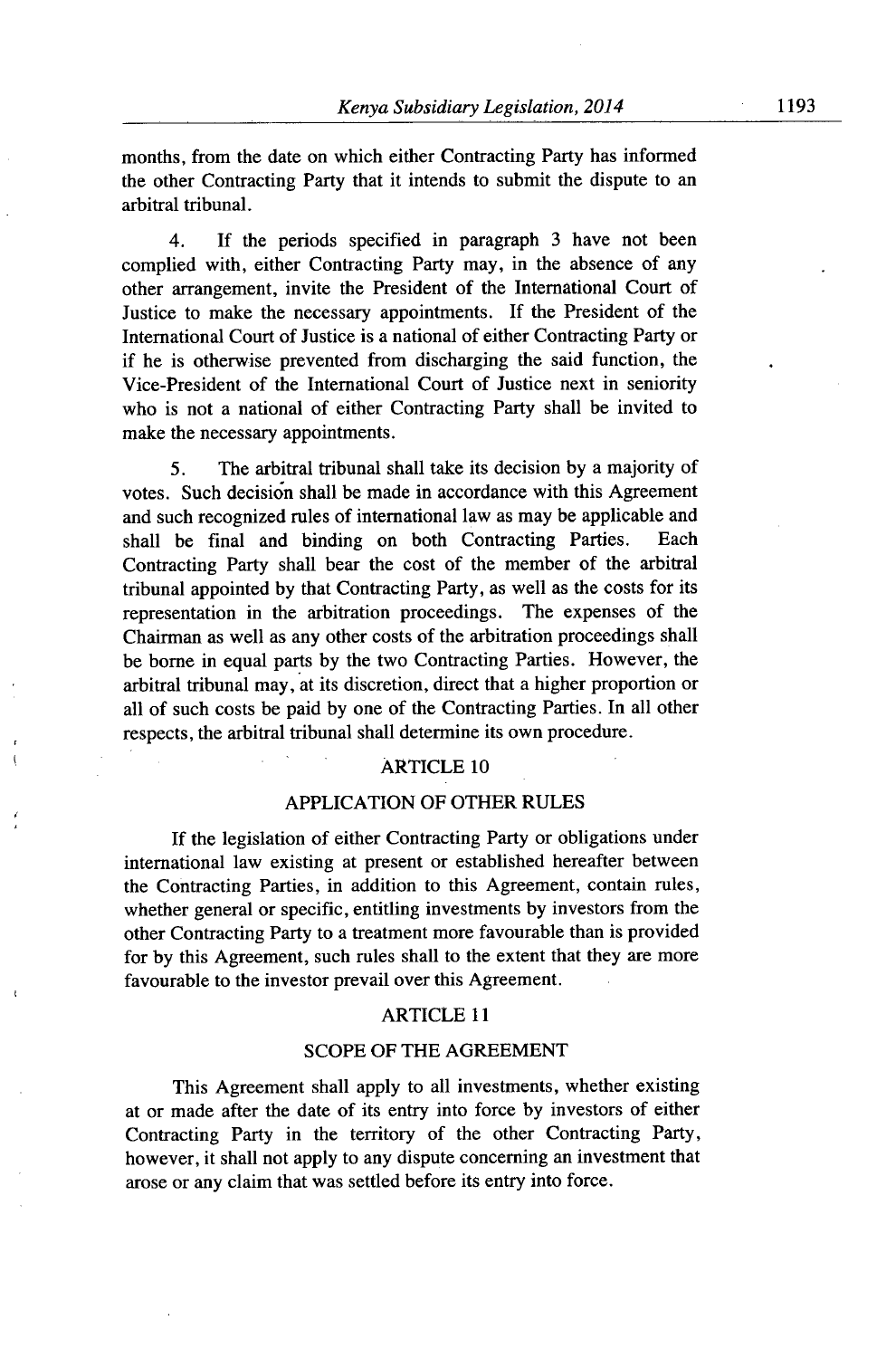months, from the date on which either Contracting Party has informed the other Contracting Party that it intends to submit the dispute to an arbitral tribunal.

4. If the periods specified in paragraph 3 have not been complied with, either Contracting Party may, in the absence of any other arrangement, invite the President of the International Court of Justice to make the necessary appointments. If the President of the International Court of Justice is a national of either Contracting Party or if he is otherwise prevented from discharging the said function, the Vice-President of the International Court of Justice next in seniority who is not a national of either Contracting Party shall be invited to make the necessary appointments.

5. The arbitral tribunal shall take its decision by a majority of votes. Such decision shall be made in accordance with this Agreement and such recognized rules of international law as may be applicable and shall be final and binding on both Contracting Parties. Each Contracting Party shall bear the cost of the member of the arbitral tribunal appointed by that Contracting Party, as well as the costs for its representation in the arbitration proceedings. The expenses of the Chairman as well as any other costs of the arbitration proceedings shall be borne in equal parts by the two Contracting Parties. However, the arbitral tribunal may, at its discretion, direct that a higher proportion or all of such costs be paid by one of the Contracting Parties. In all other respects, the arbitral tribunal shall determine its own procedure.

## ARTICLE 10

## APPLICATION OF OTHER RULES

If the legislation of either Contracting Party or obligations under international law existing at present or established hereafter between the Contracting Parties, in addition to this Agreement, contain rules, whether general or specific, entitling investments by investors from the other Contracting Party to a treatment more favourable than is provided for by this Agreement, such rules shall to the extent that they are more favourable to the investor prevail over this Agreement.

## ARTICLE 11

## SCOPE OF THE AGREEMENT

This Agreement shall apply to all investments, whether existing at or made after the date of its entry into force by investors of either Contracting Party in the territory of the other Contracting Party, however, it shall not apply to any dispute concerning an investment that arose or any claim that was settled before its entry into force.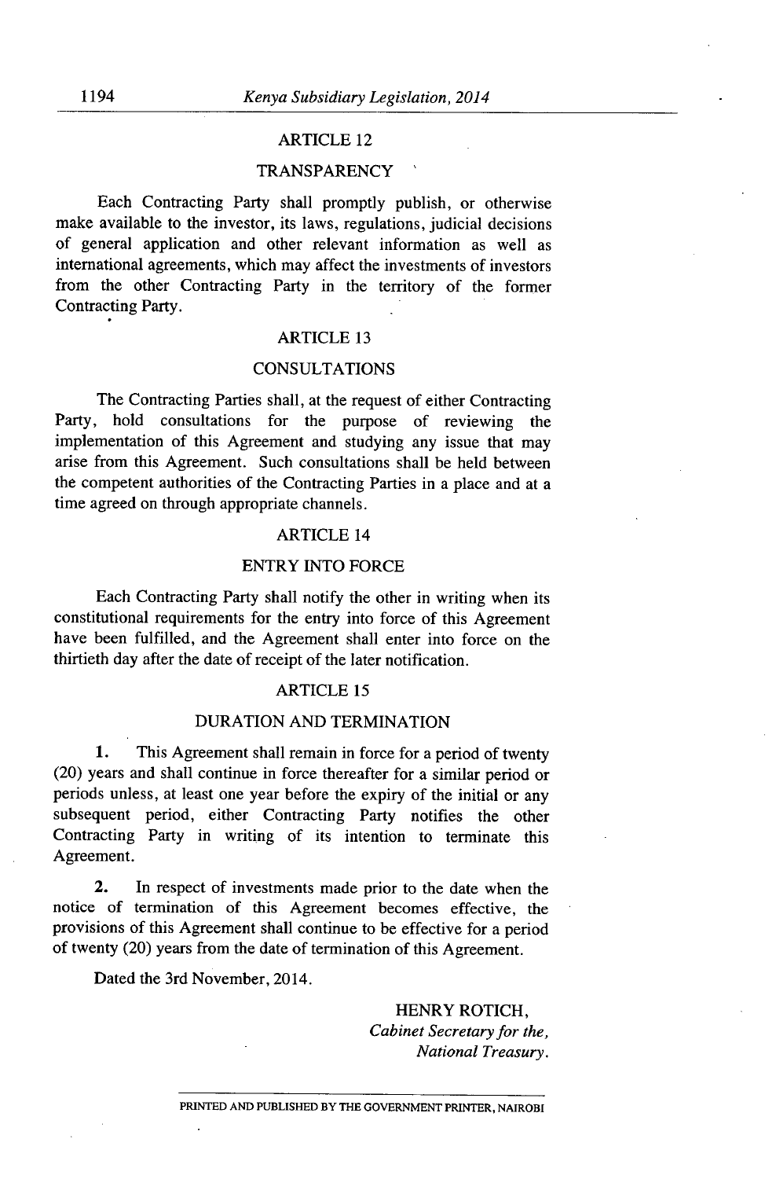## ARTICLE 12

## TRANSPARENCY

Each Contracting Party shall promptly publish, or otherwise make available to the investor, its laws, regulations, judicial decisions of general application and other relevant information as well as international agreements, which may affect the investments of investors from the other Contracting Party in the territory of the former Contracting Party.

## ARTICLE 13

## CONSULTATIONS

The Contracting Parties shall, at the request of either Contracting Party, hold consultations for the purpose of reviewing the implementation of this Agreement and studying any issue that may arise from this Agreement. Such consultations shall be held between the competent authorities of the Contracting Parties in a place and at a time agreed on through appropriate channels.

## ARTICLE 14

## ENTRY INTO FORCE

Each Contracting Party shall notify the other in writing when its constitutional requirements for the entry into force of this Agreement have been fulfilled, and the Agreement shall enter into force on the thirtieth day after the date of receipt of the later notification.

## ARTICLE 15

## DURATION AND TERMINATION

**1.** This Agreement shall remain in force for a period of twenty (20) years and shall continue in force thereafter for a similar period or periods unless, at least one year before the expiry of the initial or any subsequent period, either Contracting Party notifies the other Contracting Party in writing of its intention to terminate this Agreement.

**2.** In respect of investments made prior to the date when the notice of termination of this Agreement becomes effective, the provisions of this Agreement shall continue to be effective for a period of twenty (20) years from the date of termination of this Agreement.

Dated the 3rd November, 2014.

HENRY ROTICH,  
*Cabinet Secretary for the,*  
*National Treasury.*

PRINTED AND PUBLISHED BY THE GOVERNMENT PRINTER, NAIROBI